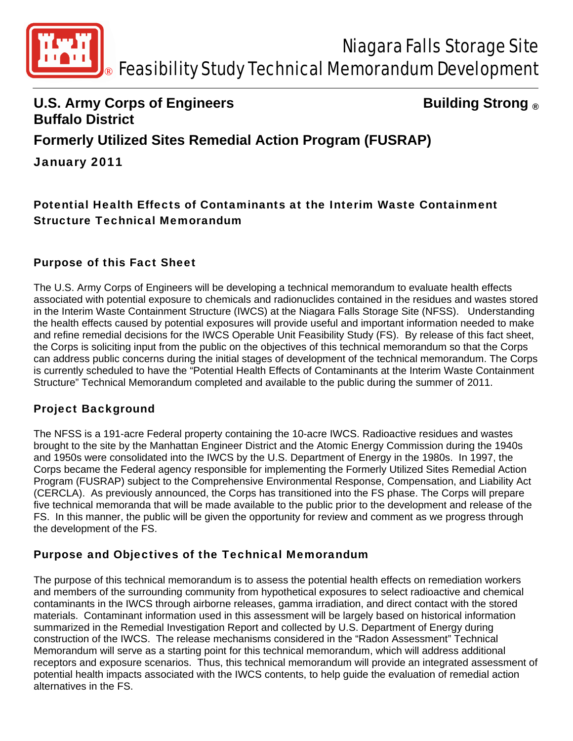# Niagara Falls Storage Site
# Feasibility Study Technical Memorandum Development

**U.S. Army Corps of Engineers** **Building Strong ®**
**Buffalo District**

## Formerly Utilized Sites Remedial Action Program (FUSRAP)

**January 2011**

## Potential Health Effects of Contaminants at the Interim Waste Containment Structure Technical Memorandum

### Purpose of this Fact Sheet

The U.S. Army Corps of Engineers will be developing a technical memorandum to evaluate health effects associated with potential exposure to chemicals and radionuclides contained in the residues and wastes stored in the Interim Waste Containment Structure (IWCS) at the Niagara Falls Storage Site (NFSS). Understanding the health effects caused by potential exposures will provide useful and important information needed to make and refine remedial decisions for the IWCS Operable Unit Feasibility Study (FS). By release of this fact sheet, the Corps is soliciting input from the public on the objectives of this technical memorandum so that the Corps can address public concerns during the initial stages of development of the technical memorandum. The Corps is currently scheduled to have the "Potential Health Effects of Contaminants at the Interim Waste Containment Structure" Technical Memorandum completed and available to the public during the summer of 2011.

### Project Background

The NFSS is a 191-acre Federal property containing the 10-acre IWCS. Radioactive residues and wastes brought to the site by the Manhattan Engineer District and the Atomic Energy Commission during the 1940s and 1950s were consolidated into the IWCS by the U.S. Department of Energy in the 1980s. In 1997, the Corps became the Federal agency responsible for implementing the Formerly Utilized Sites Remedial Action Program (FUSRAP) subject to the Comprehensive Environmental Response, Compensation, and Liability Act (CERCLA). As previously announced, the Corps has transitioned into the FS phase. The Corps will prepare five technical memoranda that will be made available to the public prior to the development and release of the FS. In this manner, the public will be given the opportunity for review and comment as we progress through the development of the FS.

### Purpose and Objectives of the Technical Memorandum

The purpose of this technical memorandum is to assess the potential health effects on remediation workers and members of the surrounding community from hypothetical exposures to select radioactive and chemical contaminants in the IWCS through airborne releases, gamma irradiation, and direct contact with the stored materials. Contaminant information used in this assessment will be largely based on historical information summarized in the Remedial Investigation Report and collected by U.S. Department of Energy during construction of the IWCS. The release mechanisms considered in the "Radon Assessment" Technical Memorandum will serve as a starting point for this technical memorandum, which will address additional receptors and exposure scenarios. Thus, this technical memorandum will provide an integrated assessment of potential health impacts associated with the IWCS contents, to help guide the evaluation of remedial action alternatives in the FS.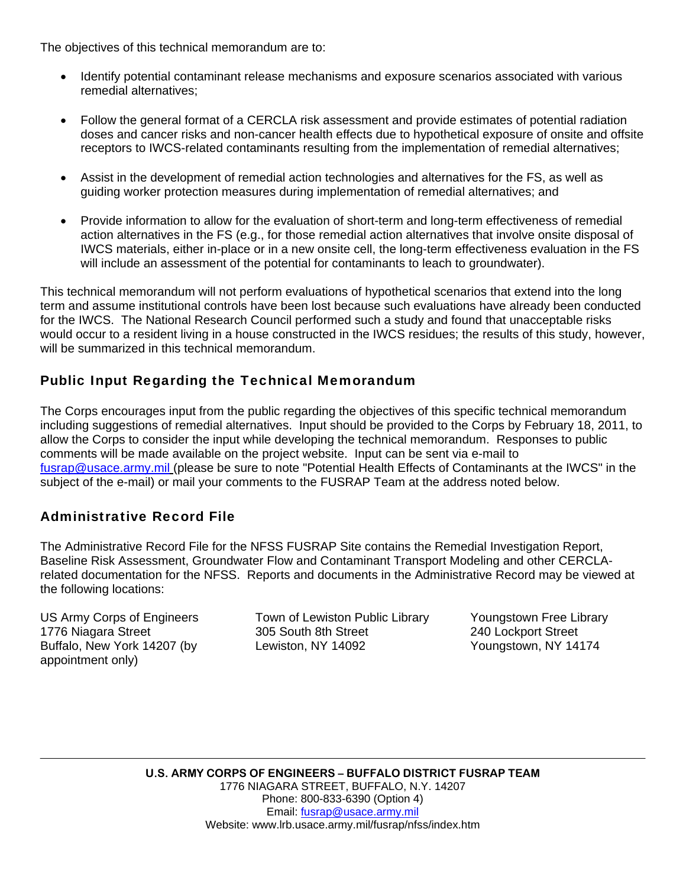The objectives of this technical memorandum are to:

- Identify potential contaminant release mechanisms and exposure scenarios associated with various remedial alternatives;
- Follow the general format of a CERCLA risk assessment and provide estimates of potential radiation doses and cancer risks and non-cancer health effects due to hypothetical exposure of onsite and offsite receptors to IWCS-related contaminants resulting from the implementation of remedial alternatives;
- Assist in the development of remedial action technologies and alternatives for the FS, as well as guiding worker protection measures during implementation of remedial alternatives; and
- Provide information to allow for the evaluation of short-term and long-term effectiveness of remedial action alternatives in the FS (e.g., for those remedial action alternatives that involve onsite disposal of IWCS materials, either in-place or in a new onsite cell, the long-term effectiveness evaluation in the FS will include an assessment of the potential for contaminants to leach to groundwater).

This technical memorandum will not perform evaluations of hypothetical scenarios that extend into the long term and assume institutional controls have been lost because such evaluations have already been conducted for the IWCS. The National Research Council performed such a study and found that unacceptable risks would occur to a resident living in a house constructed in the IWCS residues; the results of this study, however, will be summarized in this technical memorandum.

## Public Input Regarding the Technical Memorandum

The Corps encourages input from the public regarding the objectives of this specific technical memorandum including suggestions of remedial alternatives. Input should be provided to the Corps by February 18, 2011, to allow the Corps to consider the input while developing the technical memorandum. Responses to public comments will be made available on the project website. Input can be sent via e-mail to fusrap@usace.army.mil (please be sure to note "Potential Health Effects of Contaminants at the IWCS" in the subject of the e-mail) or mail your comments to the FUSRAP Team at the address noted below.

## Administrative Record File

The Administrative Record File for the NFSS FUSRAP Site contains the Remedial Investigation Report, Baseline Risk Assessment, Groundwater Flow and Contaminant Transport Modeling and other CERCLA-related documentation for the NFSS. Reports and documents in the Administrative Record may be viewed at the following locations:

US Army Corps of Engineers
1776 Niagara Street
Buffalo, New York 14207 (by appointment only)

Town of Lewiston Public Library
305 South 8th Street
Lewiston, NY 14092

Youngstown Free Library
240 Lockport Street
Youngstown, NY 14174

**U.S. ARMY CORPS OF ENGINEERS – BUFFALO DISTRICT FUSRAP TEAM**
1776 NIAGARA STREET, BUFFALO, N.Y. 14207
Phone: 800-833-6390 (Option 4)
Email: fusrap@usace.army.mil
Website: www.lrb.usace.army.mil/fusrap/nfss/index.htm